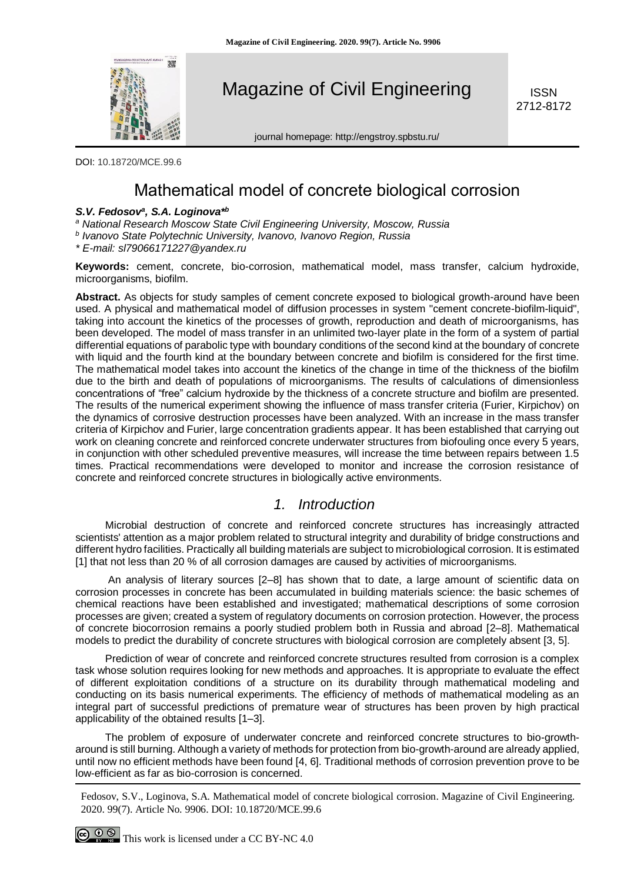Magazine of Civil Engineering

ISSN 2712-8172

journal homepage: http://engstroy.spbstu.ru/

DOI: 10.18720/MCE.99.6

# Mathematical model of concrete biological corrosion

***S.V. Fedosov*[a], *S.A. Loginova*[\*b]**

[a] *National Research Moscow State Civil Engineering University, Moscow, Russia*

[b] *Ivanovo State Polytechnic University, Ivanovo, Ivanovo Region, Russia*

\* *E-mail: sl79066171227@yandex.ru*

**Keywords:** cement, concrete, bio-corrosion, mathematical model, mass transfer, calcium hydroxide, microorganisms, biofilm.

**Abstract.** As objects for study samples of cement concrete exposed to biological growth-around have been used. A physical and mathematical model of diffusion processes in system "cement concrete-biofilm-liquid", taking into account the kinetics of the processes of growth, reproduction and death of microorganisms, has been developed. The model of mass transfer in an unlimited two-layer plate in the form of a system of partial differential equations of parabolic type with boundary conditions of the second kind at the boundary of concrete with liquid and the fourth kind at the boundary between concrete and biofilm is considered for the first time. The mathematical model takes into account the kinetics of the change in time of the thickness of the biofilm due to the birth and death of populations of microorganisms. The results of calculations of dimensionless concentrations of "free" calcium hydroxide by the thickness of a concrete structure and biofilm are presented. The results of the numerical experiment showing the influence of mass transfer criteria (Furier, Kirpichov) on the dynamics of corrosive destruction processes have been analyzed. With an increase in the mass transfer criteria of Kirpichov and Furier, large concentration gradients appear. It has been established that carrying out work on cleaning concrete and reinforced concrete underwater structures from biofouling once every 5 years, in conjunction with other scheduled preventive measures, will increase the time between repairs between 1.5 times. Practical recommendations were developed to monitor and increase the corrosion resistance of concrete and reinforced concrete structures in biologically active environments.

## 1. Introduction

Microbial destruction of concrete and reinforced concrete structures has increasingly attracted scientists' attention as a major problem related to structural integrity and durability of bridge constructions and different hydro facilities. Practically all building materials are subject to microbiological corrosion. It is estimated [1] that not less than 20 % of all corrosion damages are caused by activities of microorganisms.

An analysis of literary sources [2–8] has shown that to date, a large amount of scientific data on corrosion processes in concrete has been accumulated in building materials science: the basic schemes of chemical reactions have been established and investigated; mathematical descriptions of some corrosion processes are given; created a system of regulatory documents on corrosion protection. However, the process of concrete biocorrosion remains a poorly studied problem both in Russia and abroad [2–8]. Mathematical models to predict the durability of concrete structures with biological corrosion are completely absent [3, 5].

Prediction of wear of concrete and reinforced concrete structures resulted from corrosion is a complex task whose solution requires looking for new methods and approaches. It is appropriate to evaluate the effect of different exploitation conditions of a structure on its durability through mathematical modeling and conducting on its basis numerical experiments. The efficiency of methods of mathematical modeling as an integral part of successful predictions of premature wear of structures has been proven by high practical applicability of the obtained results [1–3].

The problem of exposure of underwater concrete and reinforced concrete structures to bio-growth-around is still burning. Although a variety of methods for protection from bio-growth-around are already applied, until now no efficient methods have been found [4, 6]. Traditional methods of corrosion prevention prove to be low-efficient as far as bio-corrosion is concerned.

Fedosov, S.V., Loginova, S.A. Mathematical model of concrete biological corrosion. Magazine of Civil Engineering. 2020. 99(7). Article No. 9906. DOI: 10.18720/MCE.99.6

This work is licensed under a CC BY-NC 4.0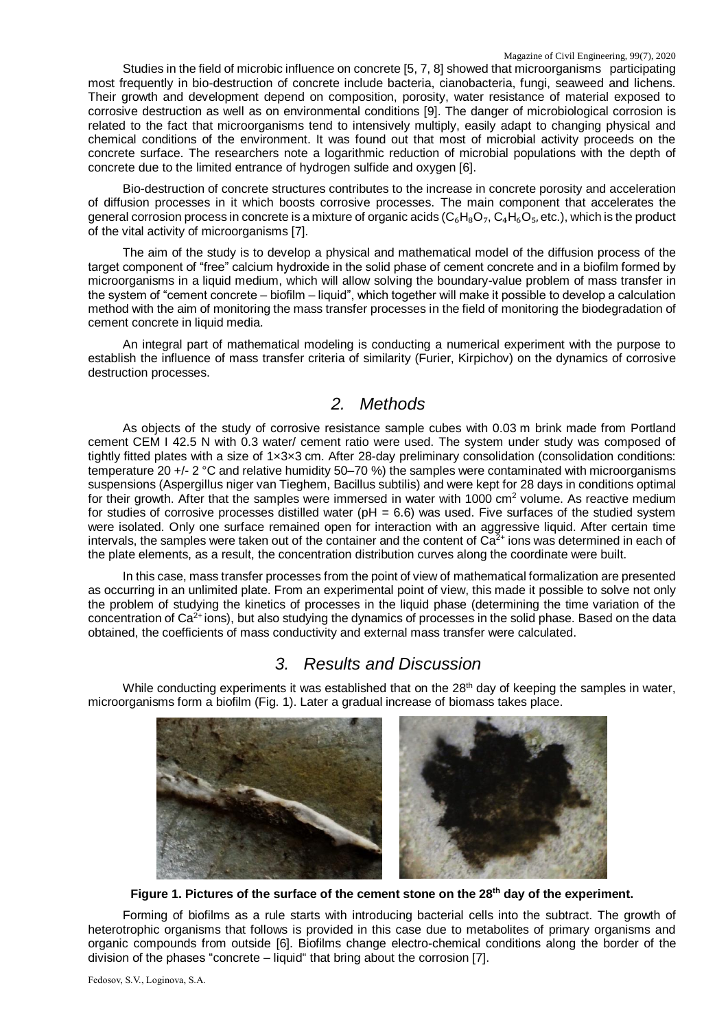Studies in the field of microbic influence on concrete [5, 7, 8] showed that microorganisms participating most frequently in bio-destruction of concrete include bacteria, cianobacteria, fungi, seaweed and lichens. Their growth and development depend on composition, porosity, water resistance of material exposed to corrosive destruction as well as on environmental conditions [9]. The danger of microbiological corrosion is related to the fact that microorganisms tend to intensively multiply, easily adapt to changing physical and chemical conditions of the environment. It was found out that most of microbial activity proceeds on the concrete surface. The researchers note a logarithmic reduction of microbial populations with the depth of concrete due to the limited entrance of hydrogen sulfide and oxygen [6].

Bio-destruction of concrete structures contributes to the increase in concrete porosity and acceleration of diffusion processes in it which boosts corrosive processes. The main component that accelerates the general corrosion process in concrete is a mixture of organic acids ($C_6H_8O_7$, $C_4H_6O_5$, etc.), which is the product of the vital activity of microorganisms [7].

The aim of the study is to develop a physical and mathematical model of the diffusion process of the target component of "free" calcium hydroxide in the solid phase of cement concrete and in a biofilm formed by microorganisms in a liquid medium, which will allow solving the boundary-value problem of mass transfer in the system of "cement concrete – biofilm – liquid", which together will make it possible to develop a calculation method with the aim of monitoring the mass transfer processes in the field of monitoring the biodegradation of cement concrete in liquid media.

An integral part of mathematical modeling is conducting a numerical experiment with the purpose to establish the influence of mass transfer criteria of similarity (Furier, Kirpichov) on the dynamics of corrosive destruction processes.

## 2. Methods

As objects of the study of corrosive resistance sample cubes with 0.03 m brink made from Portland cement CEM I 42.5 N with 0.3 water/ cement ratio were used. The system under study was composed of tightly fitted plates with a size of 1×3×3 cm. After 28-day preliminary consolidation (consolidation conditions: temperature 20 +/- 2 °C and relative humidity 50–70 %) the samples were contaminated with microorganisms suspensions (Aspergillus niger van Tieghem, Bacillus subtilis) and were kept for 28 days in conditions optimal for their growth. After that the samples were immersed in water with 1000 cm$^2$ volume. As reactive medium for studies of corrosive processes distilled water (pH = 6.6) was used. Five surfaces of the studied system were isolated. Only one surface remained open for interaction with an aggressive liquid. After certain time intervals, the samples were taken out of the container and the content of $Ca^{2+}$ ions was determined in each of the plate elements, as a result, the concentration distribution curves along the coordinate were built.

In this case, mass transfer processes from the point of view of mathematical formalization are presented as occurring in an unlimited plate. From an experimental point of view, this made it possible to solve not only the problem of studying the kinetics of processes in the liquid phase (determining the time variation of the concentration of $Ca^{2+}$ ions), but also studying the dynamics of processes in the solid phase. Based on the data obtained, the coefficients of mass conductivity and external mass transfer were calculated.

## 3. Results and Discussion

While conducting experiments it was established that on the 28$^{th}$ day of keeping the samples in water, microorganisms form a biofilm (Fig. 1). Later a gradual increase of biomass takes place.

**Figure 1. Pictures of the surface of the cement stone on the 28$^{th}$ day of the experiment.**

Forming of biofilms as a rule starts with introducing bacterial cells into the subtract. The growth of heterotrophic organisms that follows is provided in this case due to metabolites of primary organisms and organic compounds from outside [6]. Biofilms change electro-chemical conditions along the border of the division of the phases "concrete – liquid" that bring about the corrosion [7].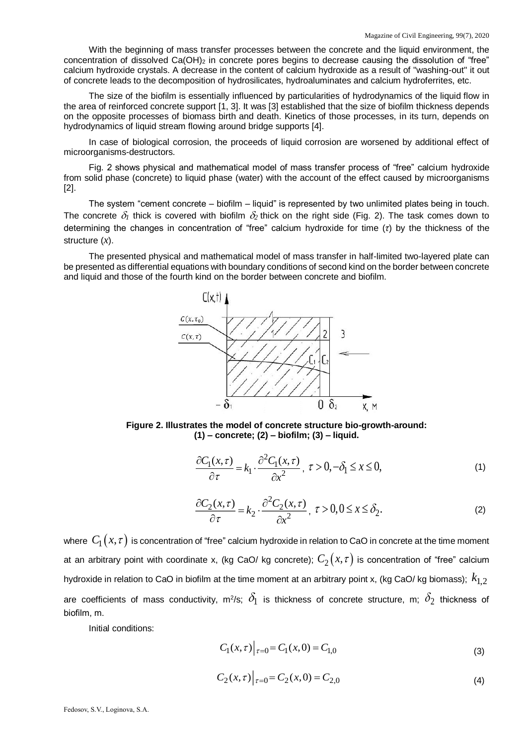With the beginning of mass transfer processes between the concrete and the liquid environment, the concentration of dissolved $Ca(OH)_2$ in concrete pores begins to decrease causing the dissolution of "free" calcium hydroxide crystals. A decrease in the content of calcium hydroxide as a result of "washing-out" it out of concrete leads to the decomposition of hydrosilicates, hydroaluminates and calcium hydroferrites, etc.

The size of the biofilm is essentially influenced by particularities of hydrodynamics of the liquid flow in the area of reinforced concrete support [1, 3]. It was [3] established that the size of biofilm thickness depends on the opposite processes of biomass birth and death. Kinetics of those processes, in its turn, depends on hydrodynamics of liquid stream flowing around bridge supports [4].

In case of biological corrosion, the proceeds of liquid corrosion are worsened by additional effect of microorganisms-destructors.

Fig. 2 shows physical and mathematical model of mass transfer process of "free" calcium hydroxide from solid phase (concrete) to liquid phase (water) with the account of the effect caused by microorganisms [2].

The system "cement concrete – biofilm – liquid" is represented by two unlimited plates being in touch. The concrete $\delta_1$ thick is covered with biofilm $\delta_2$ thick on the right side (Fig. 2). The task comes down to determining the changes in concentration of "free" calcium hydroxide for time ($\tau$) by the thickness of the structure ($x$).

The presented physical and mathematical model of mass transfer in half-limited two-layered plate can be presented as differential equations with boundary conditions of second kind on the border between concrete and liquid and those of the fourth kind on the border between concrete and biofilm.

**Figure 2. Illustrates the model of concrete structure bio-growth-around: (1) – concrete; (2) – biofilm; (3) – liquid.**

$$\frac{\partial C_1(x,\tau)}{\partial \tau} = k_1 \cdot \frac{\partial^2 C_1(x,\tau)}{\partial x^2}, \ \tau > 0, -\delta_1 \le x \le 0, \tag{1}$$

$$\frac{\partial C_2(x,\tau)}{\partial \tau} = k_2 \cdot \frac{\partial^2 C_2(x,\tau)}{\partial x^2}, \ \tau > 0, 0 \le x \le \delta_2. \tag{2}$$

where $C_1(x,\tau)$ is concentration of "free" calcium hydroxide in relation to CaO in concrete at the time moment at an arbitrary point with coordinate x, (kg CaO/ kg concrete); $C_2(x,\tau)$ is concentration of "free" calcium hydroxide in relation to CaO in biofilm at the time moment at an arbitrary point x, (kg CaO/ kg biomass); $k_{1,2}$ are coefficients of mass conductivity, m²/s; $\delta_1$ is thickness of concrete structure, m; $\delta_2$ thickness of biofilm, m.

Initial conditions:

$$C_1(x,\tau)\big|_{\tau=0} = C_1(x,0) = C_{1,0} \tag{3}$$

$$C_2(x,\tau)\big|_{\tau=0} = C_2(x,0) = C_{2,0} \tag{4}$$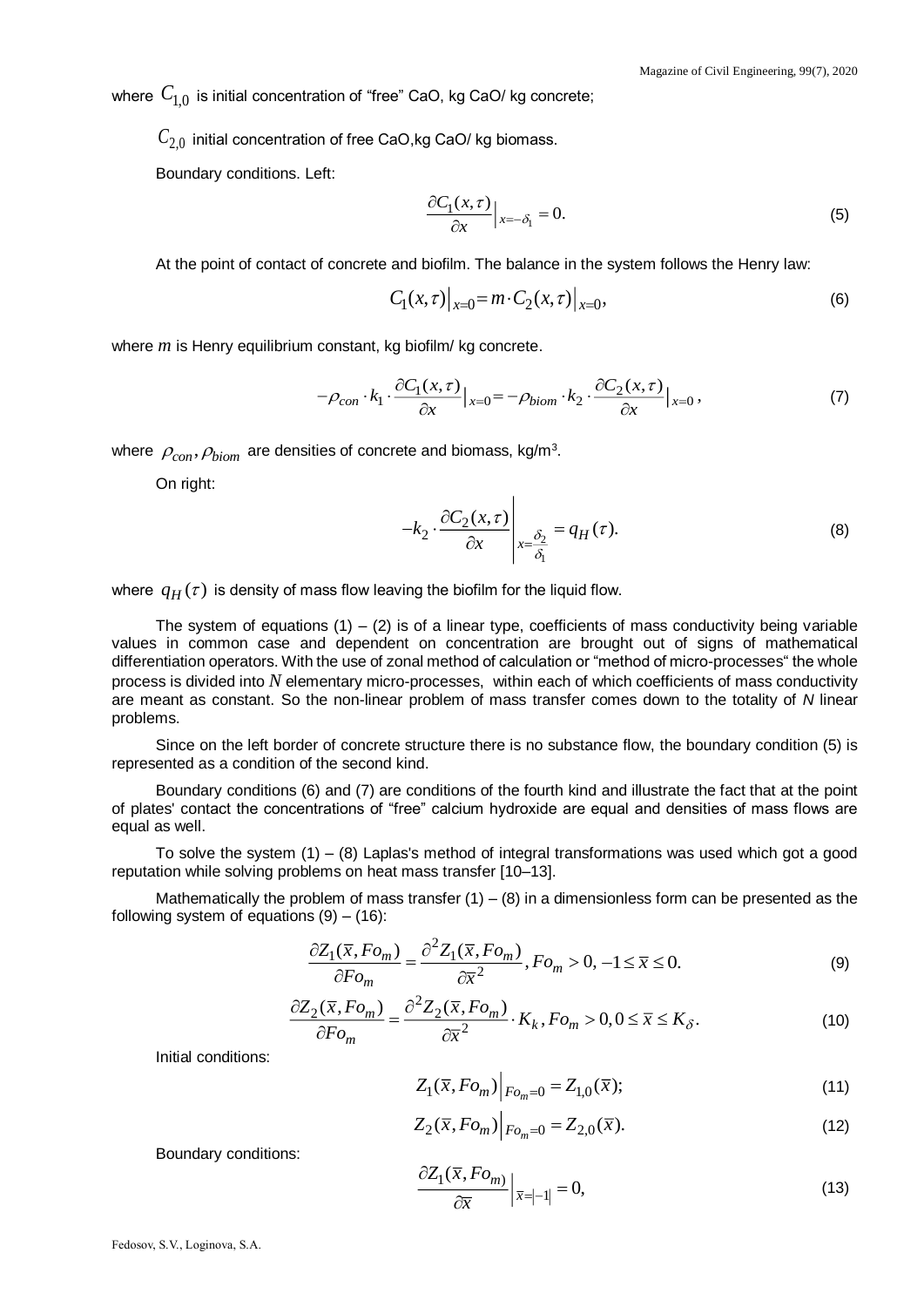where $C_{1,0}$ is initial concentration of "free" CaO, kg CaO/ kg concrete;

$C_{2,0}$ initial concentration of free CaO,kg CaO/ kg biomass.

Boundary conditions. Left:

$$\frac{\partial C_1(x,\tau)}{\partial x}\Big|_{x=-\delta_1} = 0. \tag{5}$$

At the point of contact of concrete and biofilm. The balance in the system follows the Henry law:

$$C_1(x,\tau)\big|_{x=0} = m \cdot C_2(x,\tau)\big|_{x=0}, \tag{6}$$

where $m$ is Henry equilibrium constant, kg biofilm/ kg concrete.

$$-\rho_{con} \cdot k_1 \cdot \frac{\partial C_1(x,\tau)}{\partial x}\Big|_{x=0} = -\rho_{biom} \cdot k_2 \cdot \frac{\partial C_2(x,\tau)}{\partial x}\Big|_{x=0}, \tag{7}$$

where $\rho_{con}, \rho_{biom}$ are densities of concrete and biomass, kg/m$^3$.

On right:

$$-k_2 \cdot \frac{\partial C_2(x,\tau)}{\partial x}\Bigg|_{x=\frac{\delta_2}{\delta_1}} = q_H(\tau). \tag{8}$$

where $q_H(\tau)$ is density of mass flow leaving the biofilm for the liquid flow.

The system of equations (1) – (2) is of a linear type, coefficients of mass conductivity being variable values in common case and dependent on concentration are brought out of signs of mathematical differentiation operators. With the use of zonal method of calculation or "method of micro-processes" the whole process is divided into $N$ elementary micro-processes, within each of which coefficients of mass conductivity are meant as constant. So the non-linear problem of mass transfer comes down to the totality of $N$ linear problems.

Since on the left border of concrete structure there is no substance flow, the boundary condition (5) is represented as a condition of the second kind.

Boundary conditions (6) and (7) are conditions of the fourth kind and illustrate the fact that at the point of plates' contact the concentrations of "free" calcium hydroxide are equal and densities of mass flows are equal as well.

To solve the system (1) – (8) Laplas's method of integral transformations was used which got a good reputation while solving problems on heat mass transfer [10–13].

Mathematically the problem of mass transfer (1) – (8) in a dimensionless form can be presented as the following system of equations (9) – (16):

$$\frac{\partial Z_1(\bar{x}, Fo_m)}{\partial Fo_m} = \frac{\partial^2 Z_1(\bar{x}, Fo_m)}{\partial \bar{x}^2}, Fo_m > 0, -1 \le \bar{x} \le 0. \tag{9}$$

$$\frac{\partial Z_2(\bar{x}, Fo_m)}{\partial Fo_m} = \frac{\partial^2 Z_2(\bar{x}, Fo_m)}{\partial \bar{x}^2} \cdot K_k, Fo_m > 0, 0 \le \bar{x} \le K_\delta. \tag{10}$$

Initial conditions:

$$Z_1(\bar{x}, Fo_m)\Big|_{Fo_m=0} = Z_{1,0}(\bar{x}); \tag{11}$$

$$Z_2(\bar{x}, Fo_m)\Big|_{Fo_m=0} = Z_{2,0}(\bar{x}). \tag{12}$$

Boundary conditions:

$$\frac{\partial Z_1(\bar{x}, Fo_{m)}}{\partial \bar{x}}\Big|_{\bar{x}=|-1|} = 0, \tag{13}$$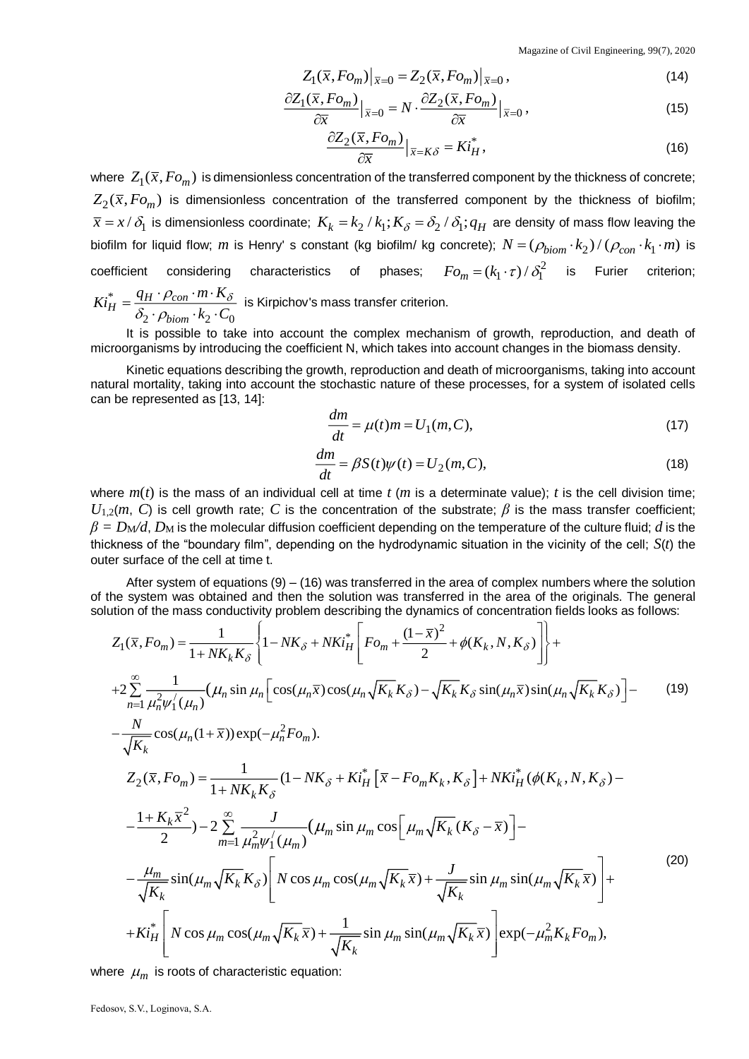$$Z_1(\bar{x}, Fo_m)\big|_{\bar{x}=0} = Z_2(\bar{x}, Fo_m)\big|_{\bar{x}=0}, \tag{14}$$

$$\frac{\partial Z_1(\bar{x}, Fo_m)}{\partial \bar{x}}\Big|_{\bar{x}=0} = N \cdot \frac{\partial Z_2(\bar{x}, Fo_m)}{\partial \bar{x}}\Big|_{\bar{x}=0}, \tag{15}$$

$$\frac{\partial Z_2(\bar{x}, Fo_m)}{\partial \bar{x}}\Big|_{\bar{x}=K\delta} = Ki_H^*, \tag{16}$$

where $Z_1(\bar{x}, Fo_m)$ is dimensionless concentration of the transferred component by the thickness of concrete; $Z_2(\bar{x}, Fo_m)$ is dimensionless concentration of the transferred component by the thickness of biofilm; $\bar{x} = x/\delta_1$ is dimensionless coordinate; $K_k = k_2/k_1; K_\delta = \delta_2/\delta_1; q_H$ are density of mass flow leaving the biofilm for liquid flow; $m$ is Henry' s constant (kg biofilm/ kg concrete); $N = (\rho_{biom} \cdot k_2)/(\rho_{con} \cdot k_1 \cdot m)$ is coefficient considering characteristics of phases; $Fo_m = (k_1 \cdot \tau)/\delta_1^2$ is Furier criterion; $Ki_H^* = \dfrac{q_H \cdot \rho_{con} \cdot m \cdot K_\delta}{\delta_2 \cdot \rho_{biom} \cdot k_2 \cdot C_0}$ is Kirpichov's mass transfer criterion.

It is possible to take into account the complex mechanism of growth, reproduction, and death of microorganisms by introducing the coefficient N, which takes into account changes in the biomass density.

Kinetic equations describing the growth, reproduction and death of microorganisms, taking into account natural mortality, taking into account the stochastic nature of these processes, for a system of isolated cells can be represented as [13, 14]:

$$\frac{dm}{dt} = \mu(t)m = U_1(m, C), \tag{17}$$

$$\frac{dm}{dt} = \beta S(t)\psi(t) = U_2(m, C), \tag{18}$$

where $m(t)$ is the mass of an individual cell at time $t$ ($m$ is a determinate value); $t$ is the cell division time; $U_{1,2}(m, C)$ is cell growth rate; $C$ is the concentration of the substrate; $\beta$ is the mass transfer coefficient; $\beta = D_M/d$, $D_M$ is the molecular diffusion coefficient depending on the temperature of the culture fluid; $d$ is the thickness of the "boundary film", depending on the hydrodynamic situation in the vicinity of the cell; $S(t)$ the outer surface of the cell at time t.

After system of equations (9) – (16) was transferred in the area of complex numbers where the solution of the system was obtained and then the solution was transferred in the area of the originals. The general solution of the mass conductivity problem describing the dynamics of concentration fields looks as follows:

$$\begin{aligned}
Z_1(\bar{x}, Fo_m) = {} & \frac{1}{1 + NK_kK_\delta}\left\{1 - NK_\delta + NKi_H^*\left[Fo_m + \frac{(1-\bar{x})^2}{2} + \phi(K_k, N, K_\delta)\right]\right\} + \\
& + 2\sum_{n=1}^{\infty} \frac{1}{\mu_n^2 \psi_1^{/}(\mu_n)}\left(\mu_n \sin\mu_n\left[\cos(\mu_n \bar{x})\cos(\mu_n\sqrt{K_k}K_\delta) - \sqrt{K_k}K_\delta \sin(\mu_n\bar{x})\sin(\mu_n\sqrt{K_k}K_\delta)\right] - \right. \\
& \left. - \frac{N}{\sqrt{K_k}}\cos(\mu_n(1+\bar{x}))\exp(-\mu_n^2 Fo_m)\right.
\end{aligned} \tag{19}$$

$$\begin{aligned}
Z_2(\bar{x}, Fo_m) = {} & \frac{1}{1 + NK_kK_\delta}(1 - NK_\delta + Ki_H^*\left[\bar{x} - Fo_mK_k, K_\delta\right] + NKi_H^*(\phi(K_k, N, K_\delta) - \\
& - \frac{1 + K_k\bar{x}^2}{2}) - 2\sum_{m=1}^{\infty} \frac{J}{\mu_m^2 \psi_1^{/}(\mu_m)}\left(\mu_m \sin\mu_m \cos\left[\mu_m\sqrt{K_k}(K_\delta - \bar{x})\right] - \right. \\
& - \frac{\mu_m}{\sqrt{K_k}}\sin(\mu_m\sqrt{K_k}K_\delta)\left[N\cos\mu_m\cos(\mu_m\sqrt{K_k}\bar{x}) + \frac{J}{\sqrt{K_k}}\sin\mu_m\sin(\mu_m\sqrt{K_k}\bar{x})\right] + \\
& \left. + Ki_H^*\left[N\cos\mu_m\cos(\mu_m\sqrt{K_k}\bar{x}) + \frac{1}{\sqrt{K_k}}\sin\mu_m\sin(\mu_m\sqrt{K_k}\bar{x})\right]\exp(-\mu_m^2 K_k Fo_m)\right.,
\end{aligned} \tag{20}$$

where $\mu_m$ is roots of characteristic equation: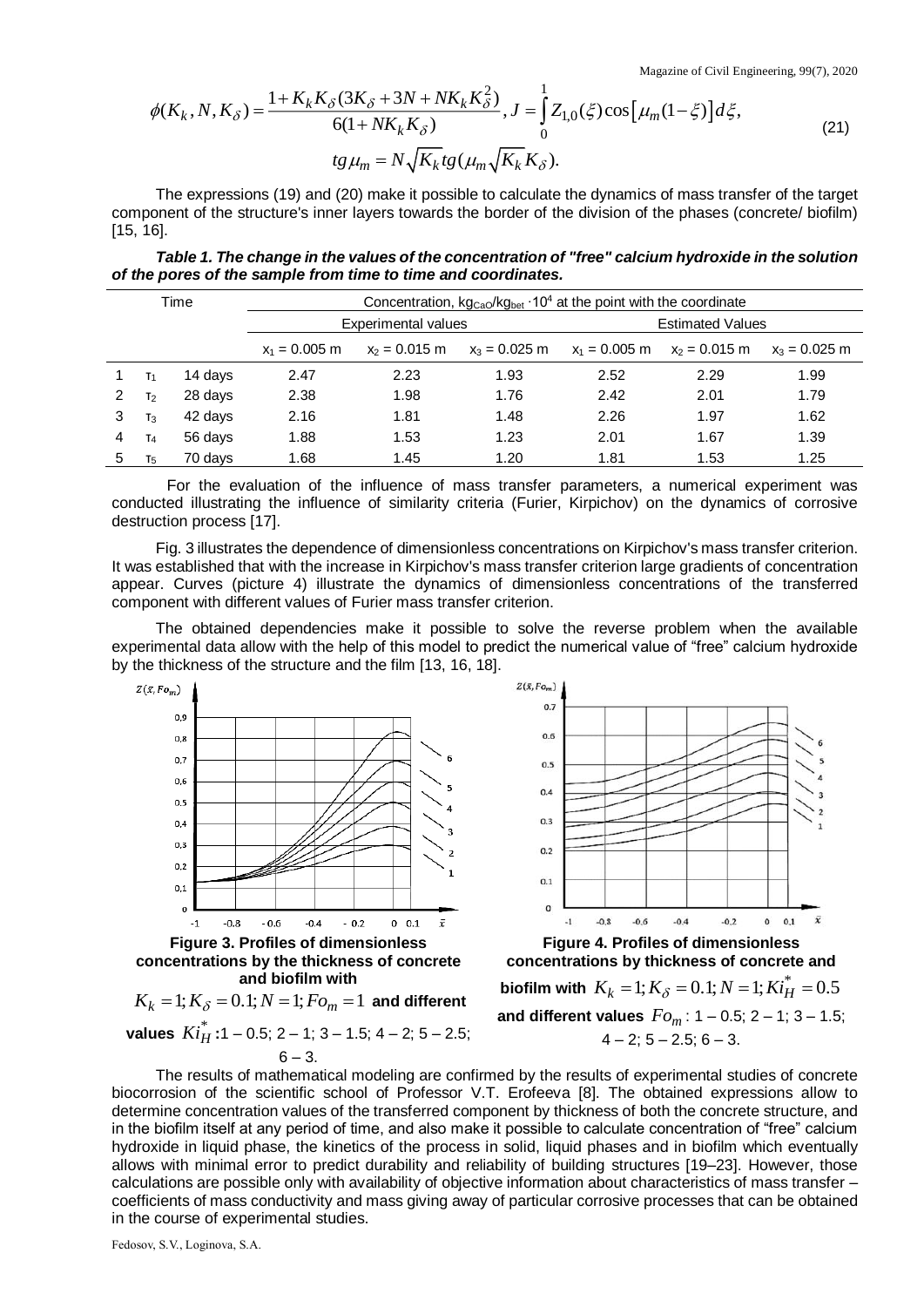$$\phi(K_k, N, K_\delta) = \frac{1 + K_k K_\delta (3K_\delta + 3N + NK_k K_\delta^2)}{6(1 + NK_k K_\delta)}, \; J = \int_0^1 Z_{1,0}(\xi)\cos\left[\mu_m(1-\xi)\right]d\xi, \tag{21}$$

$$tg\mu_m = N\sqrt{K_k}\,tg(\mu_m\sqrt{K_k}K_\delta).$$

The expressions (19) and (20) make it possible to calculate the dynamics of mass transfer of the target component of the structure's inner layers towards the border of the division of the phases (concrete/ biofilm) [15, 16].

***Table 1. The change in the values of the concentration of "free" calcium hydroxide in the solution of the pores of the sample from time to time and coordinates.***

| | Time | | Concentration, $kg_{CaO}/kg_{bet} \cdot 10^4$ at the point with the coordinate | | | | | |
|---|---|---|---|---|---|---|---|---|
| | | | Experimental values | | | Estimated Values | | |
| | | | $x_1$ = 0.005 m | $x_2$ = 0.015 m | $x_3$ = 0.025 m | $x_1$ = 0.005 m | $x_2$ = 0.015 m | $x_3$ = 0.025 m |
| 1 | $\tau_1$ | 14 days | 2.47 | 2.23 | 1.93 | 2.52 | 2.29 | 1.99 |
| 2 | $\tau_2$ | 28 days | 2.38 | 1.98 | 1.76 | 2.42 | 2.01 | 1.79 |
| 3 | $\tau_3$ | 42 days | 2.16 | 1.81 | 1.48 | 2.26 | 1.97 | 1.62 |
| 4 | $\tau_4$ | 56 days | 1.88 | 1.53 | 1.23 | 2.01 | 1.67 | 1.39 |
| 5 | $\tau_5$ | 70 days | 1.68 | 1.45 | 1.20 | 1.81 | 1.53 | 1.25 |

For the evaluation of the influence of mass transfer parameters, a numerical experiment was conducted illustrating the influence of similarity criteria (Furier, Kirpichov) on the dynamics of corrosive destruction process [17].

Fig. 3 illustrates the dependence of dimensionless concentrations on Kirpichov's mass transfer criterion. It was established that with the increase in Kirpichov's mass transfer criterion large gradients of concentration appear. Curves (picture 4) illustrate the dynamics of dimensionless concentrations of the transferred component with different values of Furier mass transfer criterion.

The obtained dependencies make it possible to solve the reverse problem when the available experimental data allow with the help of this model to predict the numerical value of "free" calcium hydroxide by the thickness of the structure and the film [13, 16, 18].

**Figure 3. Profiles of dimensionless concentrations by the thickness of concrete and biofilm with $K_k = 1; K_\delta = 0.1; N = 1; Fo_m = 1$ and different values $Ki_H^*$: 1 – 0.5; 2 – 1; 3 – 1.5; 4 – 2; 5 – 2.5; 6 – 3.**

**Figure 4. Profiles of dimensionless concentrations by thickness of concrete and biofilm with $K_k = 1; K_\delta = 0.1; N = 1; Ki_H^* = 0.5$ and different values $Fo_m$: 1 – 0.5; 2 – 1; 3 – 1.5; 4 – 2; 5 – 2.5; 6 – 3.**

The results of mathematical modeling are confirmed by the results of experimental studies of concrete biocorrosion of the scientific school of Professor V.T. Erofeeva [8]. The obtained expressions allow to determine concentration values of the transferred component by thickness of both the concrete structure, and in the biofilm itself at any period of time, and also make it possible to calculate concentration of "free" calcium hydroxide in liquid phase, the kinetics of the process in solid, liquid phases and in biofilm which eventually allows with minimal error to predict durability and reliability of building structures [19–23]. However, those calculations are possible only with availability of objective information about characteristics of mass transfer – coefficients of mass conductivity and mass giving away of particular corrosive processes that can be obtained in the course of experimental studies.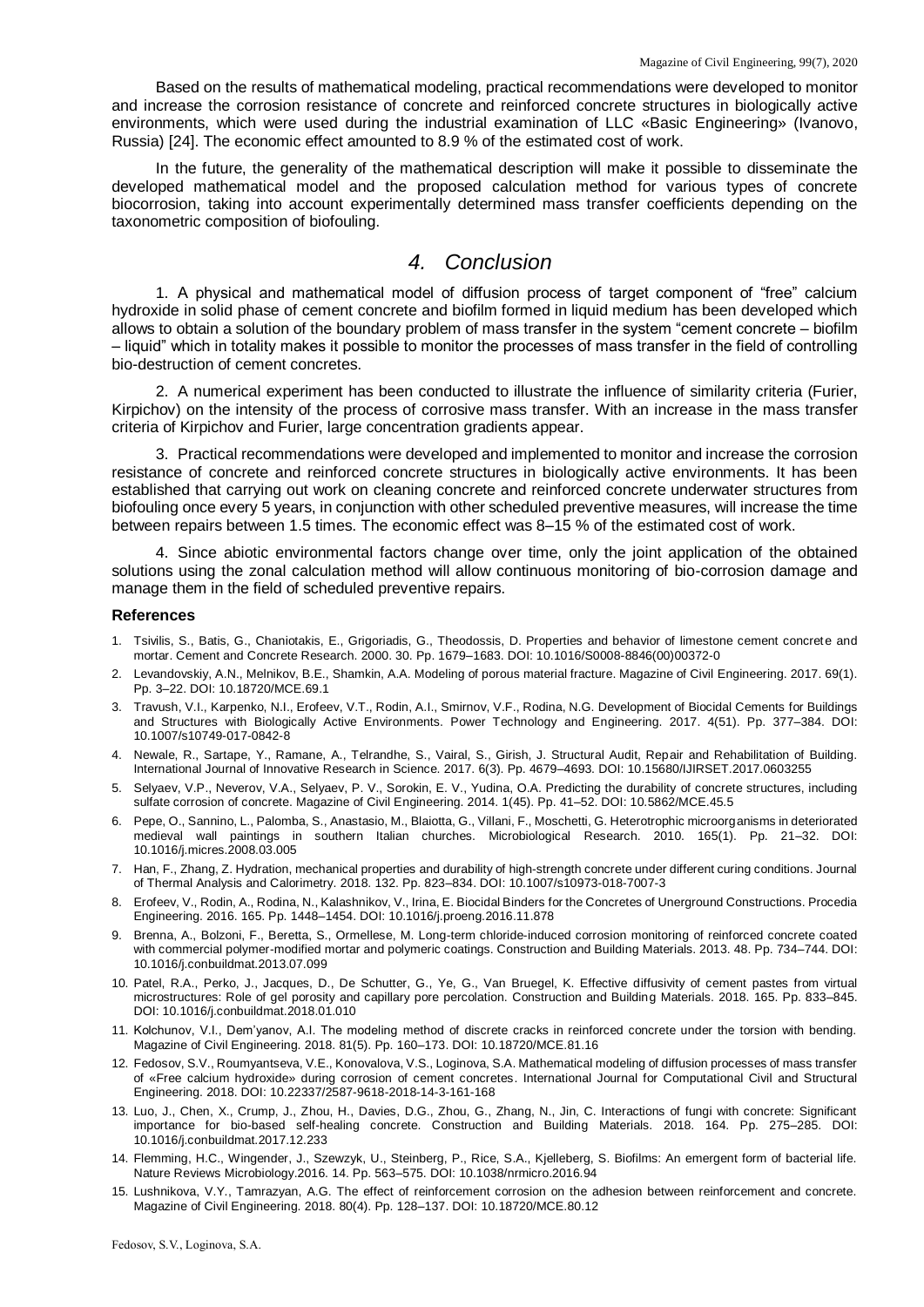Based on the results of mathematical modeling, practical recommendations were developed to monitor and increase the corrosion resistance of concrete and reinforced concrete structures in biologically active environments, which were used during the industrial examination of LLC «Basic Engineering» (Ivanovo, Russia) [24]. The economic effect amounted to 8.9 % of the estimated cost of work.

In the future, the generality of the mathematical description will make it possible to disseminate the developed mathematical model and the proposed calculation method for various types of concrete biocorrosion, taking into account experimentally determined mass transfer coefficients depending on the taxonometric composition of biofouling.

## *4. Conclusion*

1. A physical and mathematical model of diffusion process of target component of "free" calcium hydroxide in solid phase of cement concrete and biofilm formed in liquid medium has been developed which allows to obtain a solution of the boundary problem of mass transfer in the system "cement concrete – biofilm – liquid" which in totality makes it possible to monitor the processes of mass transfer in the field of controlling bio-destruction of cement concretes.

2. A numerical experiment has been conducted to illustrate the influence of similarity criteria (Furier, Kirpichov) on the intensity of the process of corrosive mass transfer. With an increase in the mass transfer criteria of Kirpichov and Furier, large concentration gradients appear.

3. Practical recommendations were developed and implemented to monitor and increase the corrosion resistance of concrete and reinforced concrete structures in biologically active environments. It has been established that carrying out work on cleaning concrete and reinforced concrete underwater structures from biofouling once every 5 years, in conjunction with other scheduled preventive measures, will increase the time between repairs between 1.5 times. The economic effect was 8–15 % of the estimated cost of work.

4. Since abiotic environmental factors change over time, only the joint application of the obtained solutions using the zonal calculation method will allow continuous monitoring of bio-corrosion damage and manage them in the field of scheduled preventive repairs.

### References

1. Tsivilis, S., Batis, G., Chaniotakis, E., Grigoriadis, G., Theodossis, D. Properties and behavior of limestone cement concrete and mortar. Cement and Concrete Research. 2000. 30. Pp. 1679–1683. DOI: 10.1016/S0008-8846(00)00372-0
2. Levandovskiy, A.N., Melnikov, B.E., Shamkin, A.A. Modeling of porous material fracture. Magazine of Civil Engineering. 2017. 69(1). Pp. 3–22. DOI: 10.18720/MCE.69.1
3. Travush, V.I., Karpenko, N.I., Erofeev, V.T., Rodin, A.I., Smirnov, V.F., Rodina, N.G. Development of Biocidal Cements for Buildings and Structures with Biologically Active Environments. Power Technology and Engineering. 2017. 4(51). Pp. 377–384. DOI: 10.1007/s10749-017-0842-8
4. Newale, R., Sartape, Y., Ramane, A., Telrandhe, S., Vairal, S., Girish, J. Structural Audit, Repair and Rehabilitation of Building. International Journal of Innovative Research in Science. 2017. 6(3). Pp. 4679–4693. DOI: 10.15680/IJIRSET.2017.0603255
5. Selyaev, V.P., Neverov, V.A., Selyaev, P. V., Sorokin, E. V., Yudina, O.A. Predicting the durability of concrete structures, including sulfate corrosion of concrete. Magazine of Civil Engineering. 2014. 1(45). Pp. 41–52. DOI: 10.5862/MCE.45.5
6. Pepe, O., Sannino, L., Palomba, S., Anastasio, M., Blaiotta, G., Villani, F., Moschetti, G. Heterotrophic microorganisms in deteriorated medieval wall paintings in southern Italian churches. Microbiological Research. 2010. 165(1). Pp. 21–32. DOI: 10.1016/j.micres.2008.03.005
7. Han, F., Zhang, Z. Hydration, mechanical properties and durability of high-strength concrete under different curing conditions. Journal of Thermal Analysis and Calorimetry. 2018. 132. Pp. 823–834. DOI: 10.1007/s10973-018-7007-3
8. Erofeev, V., Rodin, A., Rodina, N., Kalashnikov, V., Irina, E. Biocidal Binders for the Concretes of Unerground Constructions. Procedia Engineering. 2016. 165. Pp. 1448–1454. DOI: 10.1016/j.proeng.2016.11.878
9. Brenna, A., Bolzoni, F., Beretta, S., Ormellese, M. Long-term chloride-induced corrosion monitoring of reinforced concrete coated with commercial polymer-modified mortar and polymeric coatings. Construction and Building Materials. 2013. 48. Pp. 734–744. DOI: 10.1016/j.conbuildmat.2013.07.099
10. Patel, R.A., Perko, J., Jacques, D., De Schutter, G., Ye, G., Van Bruegel, K. Effective diffusivity of cement pastes from virtual microstructures: Role of gel porosity and capillary pore percolation. Construction and Building Materials. 2018. 165. Pp. 833–845. DOI: 10.1016/j.conbuildmat.2018.01.010
11. Kolchunov, V.I., Dem'yanov, A.I. The modeling method of discrete cracks in reinforced concrete under the torsion with bending. Magazine of Civil Engineering. 2018. 81(5). Pp. 160–173. DOI: 10.18720/MCE.81.16
12. Fedosov, S.V., Roumyantseva, V.E., Konovalova, V.S., Loginova, S.A. Mathematical modeling of diffusion processes of mass transfer of «Free calcium hydroxide» during corrosion of cement concretes. International Journal for Computational Civil and Structural Engineering. 2018. DOI: 10.22337/2587-9618-2018-14-3-161-168
13. Luo, J., Chen, X., Crump, J., Zhou, H., Davies, D.G., Zhou, G., Zhang, N., Jin, C. Interactions of fungi with concrete: Significant importance for bio-based self-healing concrete. Construction and Building Materials. 2018. 164. Pp. 275–285. DOI: 10.1016/j.conbuildmat.2017.12.233
14. Flemming, H.C., Wingender, J., Szewzyk, U., Steinberg, P., Rice, S.A., Kjelleberg, S. Biofilms: An emergent form of bacterial life. Nature Reviews Microbiology.2016. 14. Pp. 563–575. DOI: 10.1038/nrmicro.2016.94
15. Lushnikova, V.Y., Tamrazyan, A.G. The effect of reinforcement corrosion on the adhesion between reinforcement and concrete. Magazine of Civil Engineering. 2018. 80(4). Pp. 128–137. DOI: 10.18720/MCE.80.12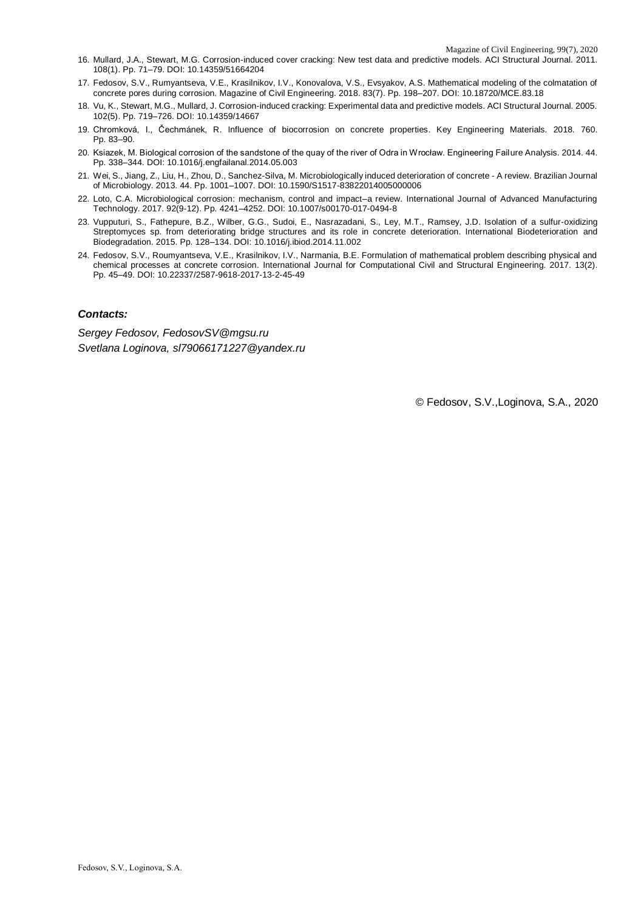16. Mullard, J.A., Stewart, M.G. Corrosion-induced cover cracking: New test data and predictive models. ACI Structural Journal. 2011. 108(1). Pp. 71–79. DOI: 10.14359/51664204
17. Fedosov, S.V., Rumyantseva, V.E., Krasilnikov, I.V., Konovalova, V.S., Evsyakov, A.S. Mathematical modeling of the colmatation of concrete pores during corrosion. Magazine of Civil Engineering. 2018. 83(7). Pp. 198–207. DOI: 10.18720/MCE.83.18
18. Vu, K., Stewart, M.G., Mullard, J. Corrosion-induced cracking: Experimental data and predictive models. ACI Structural Journal. 2005. 102(5). Pp. 719–726. DOI: 10.14359/14667
19. Chromková, I., Čechmánek, R. Influence of biocorrosion on concrete properties. Key Engineering Materials. 2018. 760. Pp. 83–90.
20. Ksiazek, M. Biological corrosion of the sandstone of the quay of the river of Odra in Wrocław. Engineering Failure Analysis. 2014. 44. Pp. 338–344. DOI: 10.1016/j.engfailanal.2014.05.003
21. Wei, S., Jiang, Z., Liu, H., Zhou, D., Sanchez-Silva, M. Microbiologically induced deterioration of concrete - A review. Brazilian Journal of Microbiology. 2013. 44. Pp. 1001–1007. DOI: 10.1590/S1517-83822014005000006
22. Loto, C.A. Microbiological corrosion: mechanism, control and impact–a review. International Journal of Advanced Manufacturing Technology. 2017. 92(9-12). Pp. 4241–4252. DOI: 10.1007/s00170-017-0494-8
23. Vupputuri, S., Fathepure, B.Z., Wilber, G.G., Sudoi, E., Nasrazadani, S., Ley, M.T., Ramsey, J.D. Isolation of a sulfur-oxidizing Streptomyces sp. from deteriorating bridge structures and its role in concrete deterioration. International Biodeterioration and Biodegradation. 2015. Pp. 128–134. DOI: 10.1016/j.ibiod.2014.11.002
24. Fedosov, S.V., Roumyantseva, V.E., Krasilnikov, I.V., Narmania, B.E. Formulation of mathematical problem describing physical and chemical processes at concrete corrosion. International Journal for Computational Civil and Structural Engineering. 2017. 13(2). Pp. 45–49. DOI: 10.22337/2587-9618-2017-13-2-45-49

***Contacts:***

*Sergey Fedosov, FedosovSV@mgsu.ru*
*Svetlana Loginova, sl79066171227@yandex.ru*

© Fedosov, S.V.,Loginova, S.A., 2020